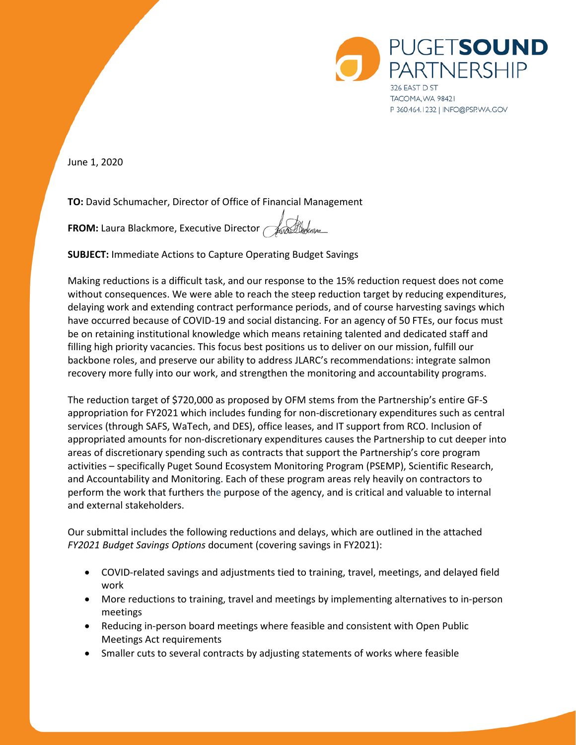PUGET**SOUND**
PARTNERSHIP
326 EAST D ST
TACOMA, WA 98421
P 360.464.1232 | INFO@PSP.WA.GOV

June 1, 2020

**TO:** David Schumacher, Director of Office of Financial Management

**FROM:** Laura Blackmore, Executive Director

**SUBJECT:** Immediate Actions to Capture Operating Budget Savings

Making reductions is a difficult task, and our response to the 15% reduction request does not come without consequences. We were able to reach the steep reduction target by reducing expenditures, delaying work and extending contract performance periods, and of course harvesting savings which have occurred because of COVID-19 and social distancing. For an agency of 50 FTEs, our focus must be on retaining institutional knowledge which means retaining talented and dedicated staff and filling high priority vacancies. This focus best positions us to deliver on our mission, fulfill our backbone roles, and preserve our ability to address JLARC's recommendations: integrate salmon recovery more fully into our work, and strengthen the monitoring and accountability programs.

The reduction target of $720,000 as proposed by OFM stems from the Partnership's entire GF-S appropriation for FY2021 which includes funding for non-discretionary expenditures such as central services (through SAFS, WaTech, and DES), office leases, and IT support from RCO. Inclusion of appropriated amounts for non-discretionary expenditures causes the Partnership to cut deeper into areas of discretionary spending such as contracts that support the Partnership's core program activities – specifically Puget Sound Ecosystem Monitoring Program (PSEMP), Scientific Research, and Accountability and Monitoring. Each of these program areas rely heavily on contractors to perform the work that furthers the purpose of the agency, and is critical and valuable to internal and external stakeholders.

Our submittal includes the following reductions and delays, which are outlined in the attached *FY2021 Budget Savings Options* document (covering savings in FY2021):

- COVID-related savings and adjustments tied to training, travel, meetings, and delayed field work
- More reductions to training, travel and meetings by implementing alternatives to in-person meetings
- Reducing in-person board meetings where feasible and consistent with Open Public Meetings Act requirements
- Smaller cuts to several contracts by adjusting statements of works where feasible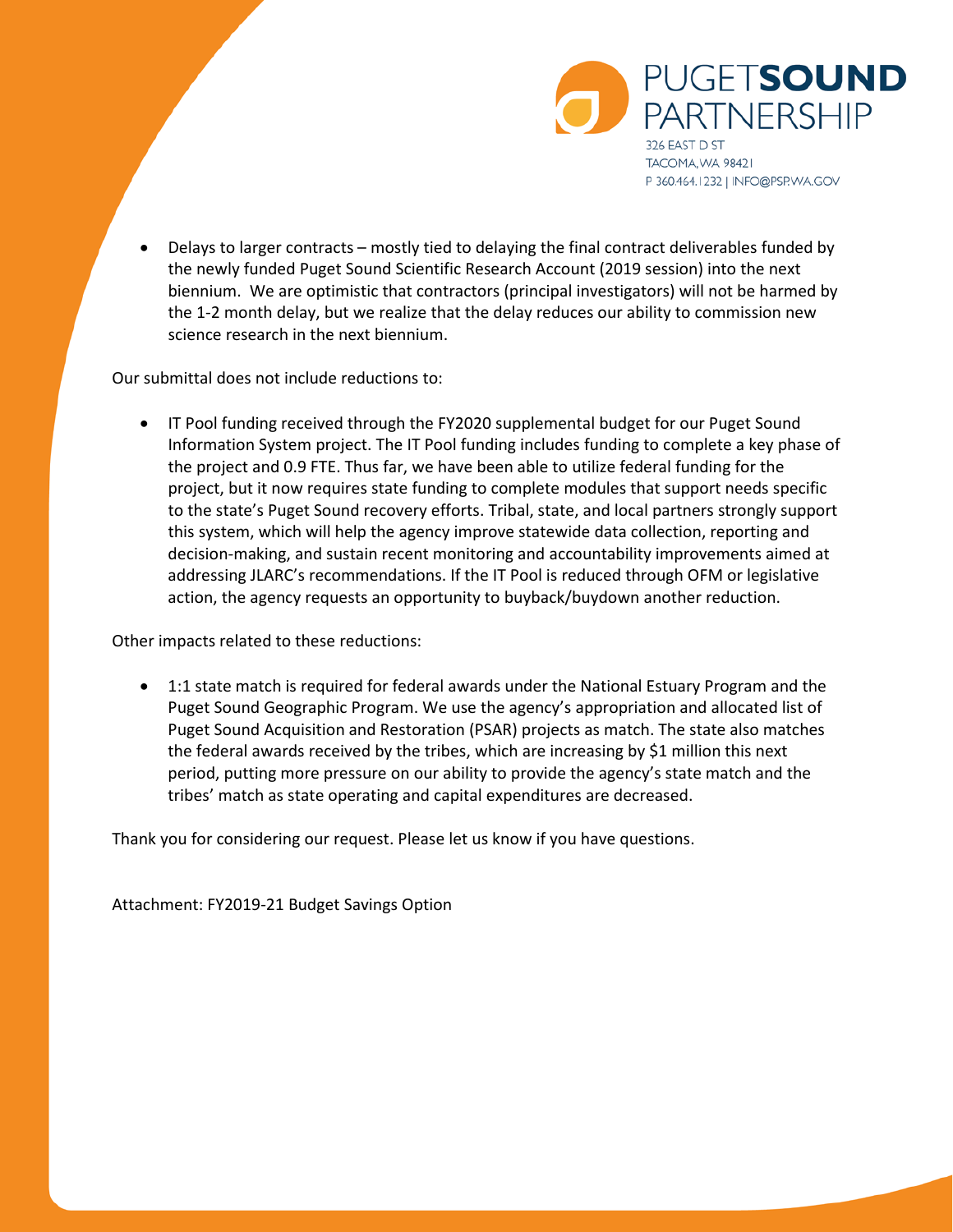- Delays to larger contracts – mostly tied to delaying the final contract deliverables funded by the newly funded Puget Sound Scientific Research Account (2019 session) into the next biennium. We are optimistic that contractors (principal investigators) will not be harmed by the 1-2 month delay, but we realize that the delay reduces our ability to commission new science research in the next biennium.

Our submittal does not include reductions to:

- IT Pool funding received through the FY2020 supplemental budget for our Puget Sound Information System project. The IT Pool funding includes funding to complete a key phase of the project and 0.9 FTE. Thus far, we have been able to utilize federal funding for the project, but it now requires state funding to complete modules that support needs specific to the state's Puget Sound recovery efforts. Tribal, state, and local partners strongly support this system, which will help the agency improve statewide data collection, reporting and decision-making, and sustain recent monitoring and accountability improvements aimed at addressing JLARC's recommendations. If the IT Pool is reduced through OFM or legislative action, the agency requests an opportunity to buyback/buydown another reduction.

Other impacts related to these reductions:

- 1:1 state match is required for federal awards under the National Estuary Program and the Puget Sound Geographic Program. We use the agency's appropriation and allocated list of Puget Sound Acquisition and Restoration (PSAR) projects as match. The state also matches the federal awards received by the tribes, which are increasing by $1 million this next period, putting more pressure on our ability to provide the agency's state match and the tribes' match as state operating and capital expenditures are decreased.

Thank you for considering our request. Please let us know if you have questions.

Attachment: FY2019-21 Budget Savings Option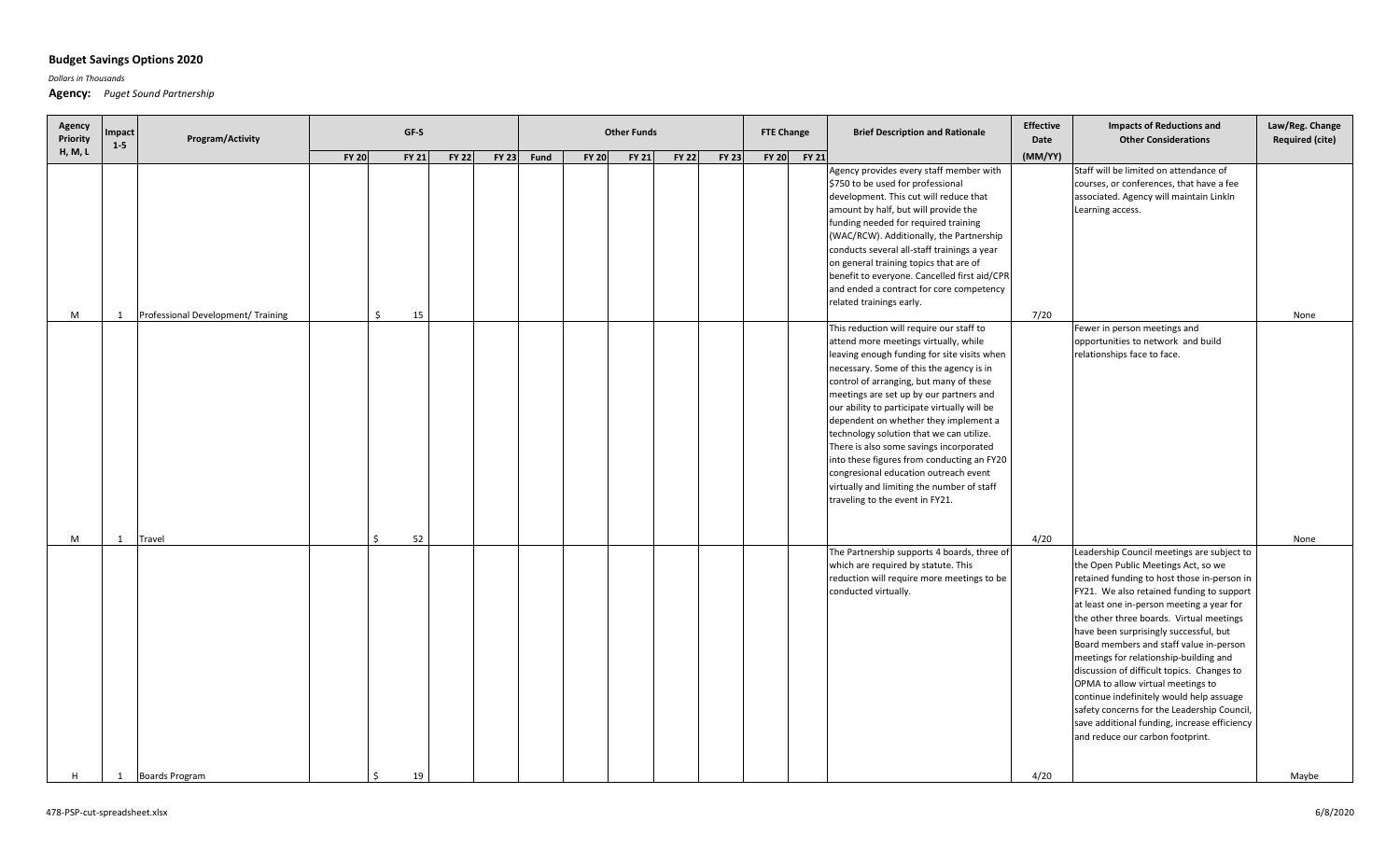**Budget Savings Options 2020**

*Dollars in Thousands*

**Agency:** *Puget Sound Partnership*

| Agency Priority H, M, L | Impact 1-5 | Program/Activity | GF-S | | | | Other Funds | | | | | FTE Change | | Brief Description and Rationale | Effective Date | Impacts of Reductions and Other Considerations | Law/Reg. Change Required (cite) |
|---|---|---|---|---|---|---|---|---|---|---|---|---|---|---|---|---|---|
| | | | FY 20 | FY 21 | FY 22 | FY 23 | Fund | FY 20 | FY 21 | FY 22 | FY 23 | FY 20 | FY 21 | | (MM/YY) | | |
| M | 1 | Professional Development/ Training | | $ 15 | | | | | | | | | | Agency provides every staff member with $750 to be used for professional development. This cut will reduce that amount by half, but will provide the funding needed for required training (WAC/RCW). Additionally, the Partnership conducts several all-staff trainings a year on general training topics that are of benefit to everyone. Cancelled first aid/CPR and ended a contract for core competency related trainings early. | 7/20 | Staff will be limited on attendance of courses, or conferences, that have a fee associated. Agency will maintain LinkIn Learning access. | None |
| M | 1 | Travel | | $ 52 | | | | | | | | | | This reduction will require our staff to attend more meetings virtually, while leaving enough funding for site visits when necessary. Some of this the agency is in control of arranging, but many of these meetings are set up by our partners and our ability to participate virtually will be dependent on whether they implement a technology solution that we can utilize. There is also some savings incorporated into these figures from conducting an FY20 congresional education outreach event virtually and limiting the number of staff traveling to the event in FY21. | 4/20 | Fewer in person meetings and opportunities to network and build relationships face to face. | None |
| H | 1 | Boards Program | | $ 19 | | | | | | | | | | The Partnership supports 4 boards, three of which are required by statute. This reduction will require more meetings to be conducted virtually. | 4/20 | Leadership Council meetings are subject to the Open Public Meetings Act, so we retained funding to host those in-person in FY21. We also retained funding to support at least one in-person meeting a year for the other three boards. Virtual meetings have been surprisingly successful, but Board members and staff value in-person meetings for relationship-building and discussion of difficult topics. Changes to OPMA to allow virtual meetings to continue indefinitely would help assuage safety concerns for the Leadership Council, save additional funding, increase efficiency and reduce our carbon footprint. | Maybe |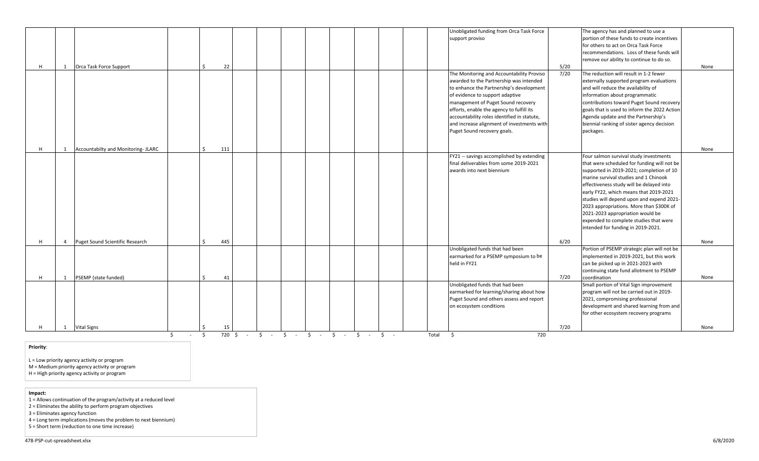| | | | | | | | | | | | | | | | | | |
|---|---|---|---|---|---|---|---|---|---|---|---|---|---|---|---|---|---|
| H | 1 | Orca Task Force Support | | $ 22 | | | | | | | | | | Unobligated funding from Orca Task Force support proviso | 5/20 | The agency has and planned to use a portion of these funds to create incentives for others to act on Orca Task Force recommendations. Loss of these funds will remove our ability to continue to do so. | None |
| H | 1 | Accountabilty and Monitoring- JLARC | | $ 111 | | | | | | | | | | The Monitoring and Accountability Proviso awarded to the Partnership was intended to enhance the Partnership's development of evidence to support adaptive management of Puget Sound recovery efforts, enable the agency to fulfill its accountability roles identified in statute, and increase alignment of investments with Puget Sound recovery goals. | 7/20 | The reduction will result in 1-2 fewer externally supported program evaluations and will reduce the availability of information about programmatic contributions toward Puget Sound recovery goals that is used to inform the 2022 Action Agenda update and the Partnership's biennial ranking of sister agency decision packages. | None |
| H | 4 | Puget Sound Scientific Research | | $ 445 | | | | | | | | | | FY21 -- savings accomplished by extending final deliverables from some 2019-2021 awards into next biennium | 6/20 | Four salmon survival study investments that were scheduled for funding will not be supported in 2019-2021; completion of 10 marine survival studies and 1 Chinook effectiveness study will be delayed into early FY22, which means that 2019-2021 studies will depend upon and expend 2021-2023 appropriations. More than $300K of 2021-2023 appropriation would be expended to complete studies that were intended for funding in 2019-2021. | None |
| H | 1 | PSEMP (state funded) | | $ 41 | | | | | | | | | | Unobligated funds that had been earmarked for a PSEMP symposium to be held in FY21 | 7/20 | Portion of PSEMP strategic plan will not be implemented in 2019-2021, but this work can be picked up in 2021-2023 with continuing state fund allotment to PSEMP coordination | None |
| H | 1 | Vital Signs | | $ 15 | | | | | | | | | | Unobligated funds that had been earmarked for learning/sharing about how Puget Sound and others assess and report on ecosystem conditions | 7/20 | Small portion of Vital Sign improvement program will not be carried out in 2019-2021, compromising professional development and shared learning from and for other ecosystem recovery programs | None |
| | | | $ - | $ 720 | $ - | $ - | $ - | $ - | $ - | $ - | $ - | | Total | $ 720 | | | |

**Priority**:

L = Low priority agency activity or program
M = Medium priority agency activity or program
H = High priority agency activity or program

**Impact:**

1 = Allows continuation of the program/activity at a reduced level
2 = Eliminates the ability to perform program objectives
3 = Eliminates agency function
4 = Long term implications (moves the problem to next biennium)
5 = Short term (reduction to one time increase)

478-PSP-cut-spreadsheet.xlsx

6/8/2020